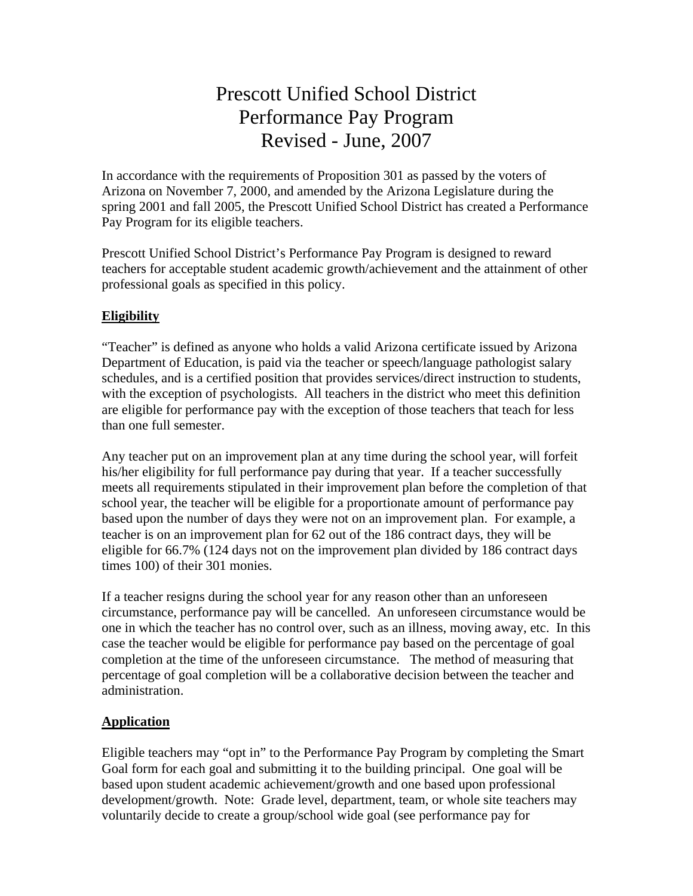# Prescott Unified School District
# Performance Pay Program
# Revised - June, 2007

In accordance with the requirements of Proposition 301 as passed by the voters of Arizona on November 7, 2000, and amended by the Arizona Legislature during the spring 2001 and fall 2005, the Prescott Unified School District has created a Performance Pay Program for its eligible teachers.

Prescott Unified School District's Performance Pay Program is designed to reward teachers for acceptable student academic growth/achievement and the attainment of other professional goals as specified in this policy.

## Eligibility

"Teacher" is defined as anyone who holds a valid Arizona certificate issued by Arizona Department of Education, is paid via the teacher or speech/language pathologist salary schedules, and is a certified position that provides services/direct instruction to students, with the exception of psychologists. All teachers in the district who meet this definition are eligible for performance pay with the exception of those teachers that teach for less than one full semester.

Any teacher put on an improvement plan at any time during the school year, will forfeit his/her eligibility for full performance pay during that year. If a teacher successfully meets all requirements stipulated in their improvement plan before the completion of that school year, the teacher will be eligible for a proportionate amount of performance pay based upon the number of days they were not on an improvement plan. For example, a teacher is on an improvement plan for 62 out of the 186 contract days, they will be eligible for 66.7% (124 days not on the improvement plan divided by 186 contract days times 100) of their 301 monies.

If a teacher resigns during the school year for any reason other than an unforeseen circumstance, performance pay will be cancelled. An unforeseen circumstance would be one in which the teacher has no control over, such as an illness, moving away, etc. In this case the teacher would be eligible for performance pay based on the percentage of goal completion at the time of the unforeseen circumstance. The method of measuring that percentage of goal completion will be a collaborative decision between the teacher and administration.

## Application

Eligible teachers may "opt in" to the Performance Pay Program by completing the Smart Goal form for each goal and submitting it to the building principal. One goal will be based upon student academic achievement/growth and one based upon professional development/growth. Note: Grade level, department, team, or whole site teachers may voluntarily decide to create a group/school wide goal (see performance pay for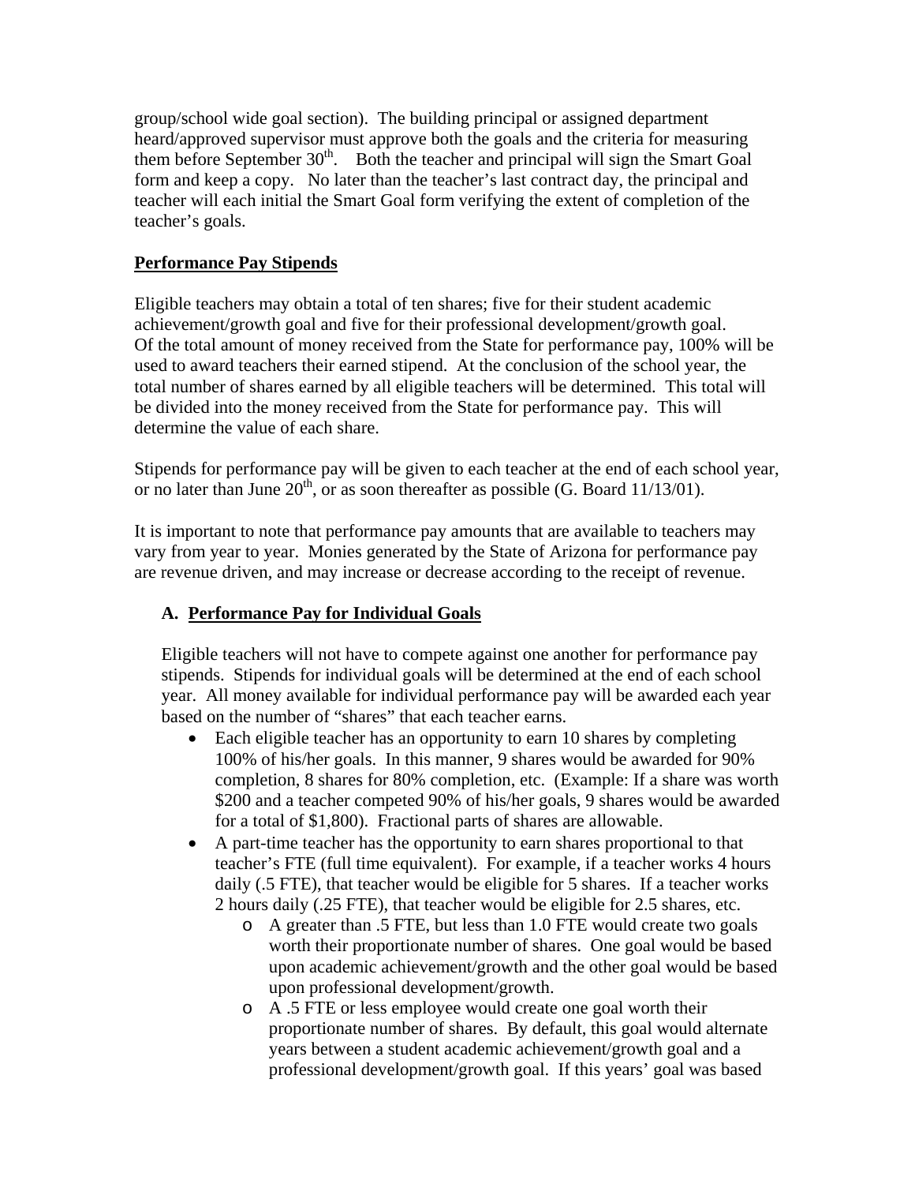group/school wide goal section). The building principal or assigned department heard/approved supervisor must approve both the goals and the criteria for measuring them before September 30th. Both the teacher and principal will sign the Smart Goal form and keep a copy. No later than the teacher's last contract day, the principal and teacher will each initial the Smart Goal form verifying the extent of completion of the teacher's goals.

**Performance Pay Stipends**

Eligible teachers may obtain a total of ten shares; five for their student academic achievement/growth goal and five for their professional development/growth goal. Of the total amount of money received from the State for performance pay, 100% will be used to award teachers their earned stipend. At the conclusion of the school year, the total number of shares earned by all eligible teachers will be determined. This total will be divided into the money received from the State for performance pay. This will determine the value of each share.

Stipends for performance pay will be given to each teacher at the end of each school year, or no later than June 20th, or as soon thereafter as possible (G. Board 11/13/01).

It is important to note that performance pay amounts that are available to teachers may vary from year to year. Monies generated by the State of Arizona for performance pay are revenue driven, and may increase or decrease according to the receipt of revenue.

**A. Performance Pay for Individual Goals**

Eligible teachers will not have to compete against one another for performance pay stipends. Stipends for individual goals will be determined at the end of each school year. All money available for individual performance pay will be awarded each year based on the number of "shares" that each teacher earns.

- Each eligible teacher has an opportunity to earn 10 shares by completing 100% of his/her goals. In this manner, 9 shares would be awarded for 90% completion, 8 shares for 80% completion, etc. (Example: If a share was worth $200 and a teacher competed 90% of his/her goals, 9 shares would be awarded for a total of $1,800). Fractional parts of shares are allowable.
- A part-time teacher has the opportunity to earn shares proportional to that teacher's FTE (full time equivalent). For example, if a teacher works 4 hours daily (.5 FTE), that teacher would be eligible for 5 shares. If a teacher works 2 hours daily (.25 FTE), that teacher would be eligible for 2.5 shares, etc.
  - A greater than .5 FTE, but less than 1.0 FTE would create two goals worth their proportionate number of shares. One goal would be based upon academic achievement/growth and the other goal would be based upon professional development/growth.
  - A .5 FTE or less employee would create one goal worth their proportionate number of shares. By default, this goal would alternate years between a student academic achievement/growth goal and a professional development/growth goal. If this years' goal was based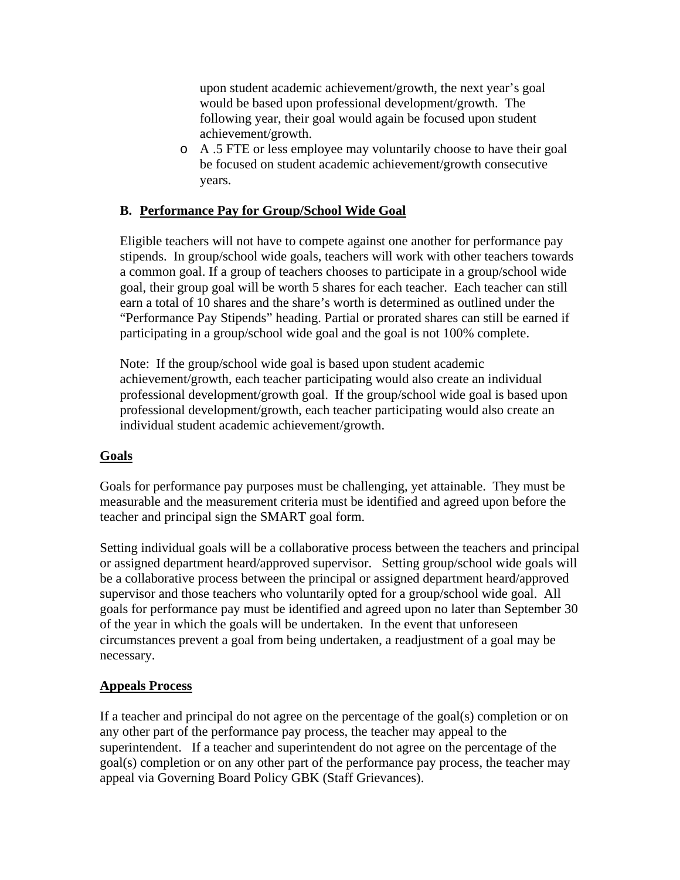upon student academic achievement/growth, the next year's goal would be based upon professional development/growth. The following year, their goal would again be focused upon student achievement/growth.

- A .5 FTE or less employee may voluntarily choose to have their goal be focused on student academic achievement/growth consecutive years.

**B. <u>Performance Pay for Group/School Wide Goal</u>**

Eligible teachers will not have to compete against one another for performance pay stipends. In group/school wide goals, teachers will work with other teachers towards a common goal. If a group of teachers chooses to participate in a group/school wide goal, their group goal will be worth 5 shares for each teacher. Each teacher can still earn a total of 10 shares and the share's worth is determined as outlined under the "Performance Pay Stipends" heading. Partial or prorated shares can still be earned if participating in a group/school wide goal and the goal is not 100% complete.

Note: If the group/school wide goal is based upon student academic achievement/growth, each teacher participating would also create an individual professional development/growth goal. If the group/school wide goal is based upon professional development/growth, each teacher participating would also create an individual student academic achievement/growth.

**<u>Goals</u>**

Goals for performance pay purposes must be challenging, yet attainable. They must be measurable and the measurement criteria must be identified and agreed upon before the teacher and principal sign the SMART goal form.

Setting individual goals will be a collaborative process between the teachers and principal or assigned department heard/approved supervisor. Setting group/school wide goals will be a collaborative process between the principal or assigned department heard/approved supervisor and those teachers who voluntarily opted for a group/school wide goal. All goals for performance pay must be identified and agreed upon no later than September 30 of the year in which the goals will be undertaken. In the event that unforeseen circumstances prevent a goal from being undertaken, a readjustment of a goal may be necessary.

**<u>Appeals Process</u>**

If a teacher and principal do not agree on the percentage of the goal(s) completion or on any other part of the performance pay process, the teacher may appeal to the superintendent. If a teacher and superintendent do not agree on the percentage of the goal(s) completion or on any other part of the performance pay process, the teacher may appeal via Governing Board Policy GBK (Staff Grievances).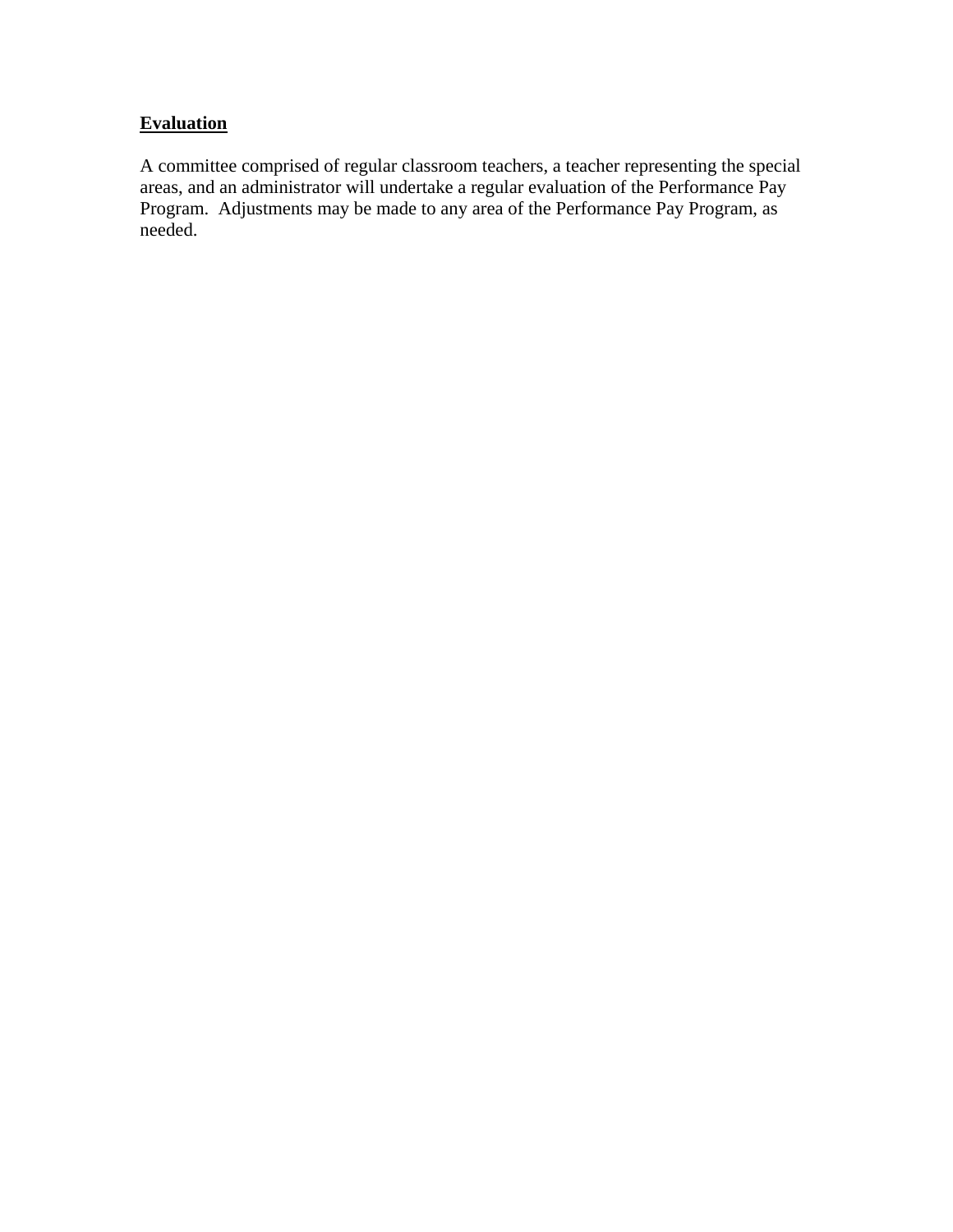**Evaluation**

A committee comprised of regular classroom teachers, a teacher representing the special areas, and an administrator will undertake a regular evaluation of the Performance Pay Program. Adjustments may be made to any area of the Performance Pay Program, as needed.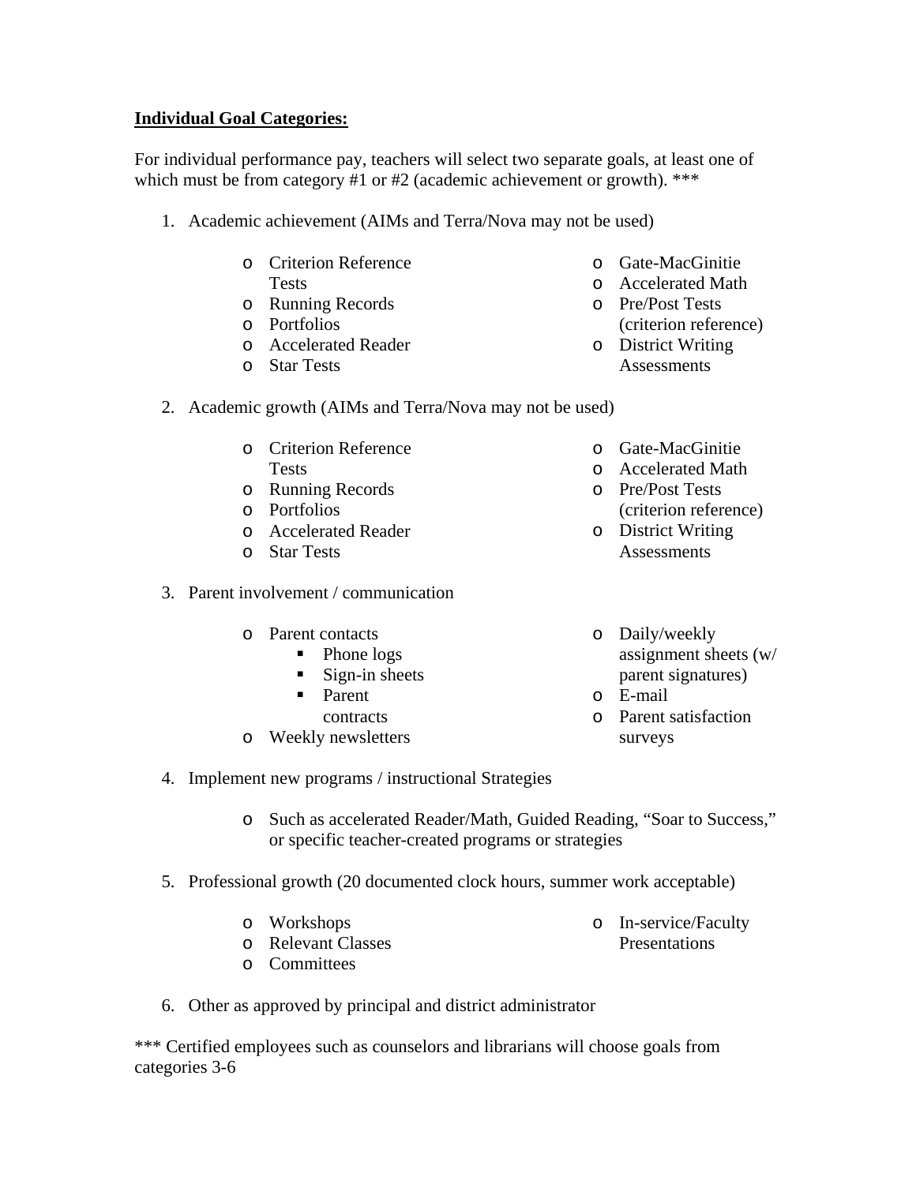**Individual Goal Categories:**

For individual performance pay, teachers will select two separate goals, at least one of which must be from category #1 or #2 (academic achievement or growth). ***

1. Academic achievement (AIMs and Terra/Nova may not be used)
   - Criterion Reference Tests
   - Running Records
   - Portfolios
   - Accelerated Reader
   - Star Tests
   - Gate-MacGinitie
   - Accelerated Math
   - Pre/Post Tests (criterion reference)
   - District Writing Assessments

2. Academic growth (AIMs and Terra/Nova may not be used)
   - Criterion Reference Tests
   - Running Records
   - Portfolios
   - Accelerated Reader
   - Star Tests
   - Gate-MacGinitie
   - Accelerated Math
   - Pre/Post Tests (criterion reference)
   - District Writing Assessments

3. Parent involvement / communication
   - Parent contacts
     - Phone logs
     - Sign-in sheets
     - Parent contracts
   - Weekly newsletters
   - Daily/weekly assignment sheets (w/ parent signatures)
   - E-mail
   - Parent satisfaction surveys

4. Implement new programs / instructional Strategies
   - Such as accelerated Reader/Math, Guided Reading, "Soar to Success," or specific teacher-created programs or strategies

5. Professional growth (20 documented clock hours, summer work acceptable)
   - Workshops
   - Relevant Classes
   - Committees
   - In-service/Faculty Presentations

6. Other as approved by principal and district administrator

*** Certified employees such as counselors and librarians will choose goals from categories 3-6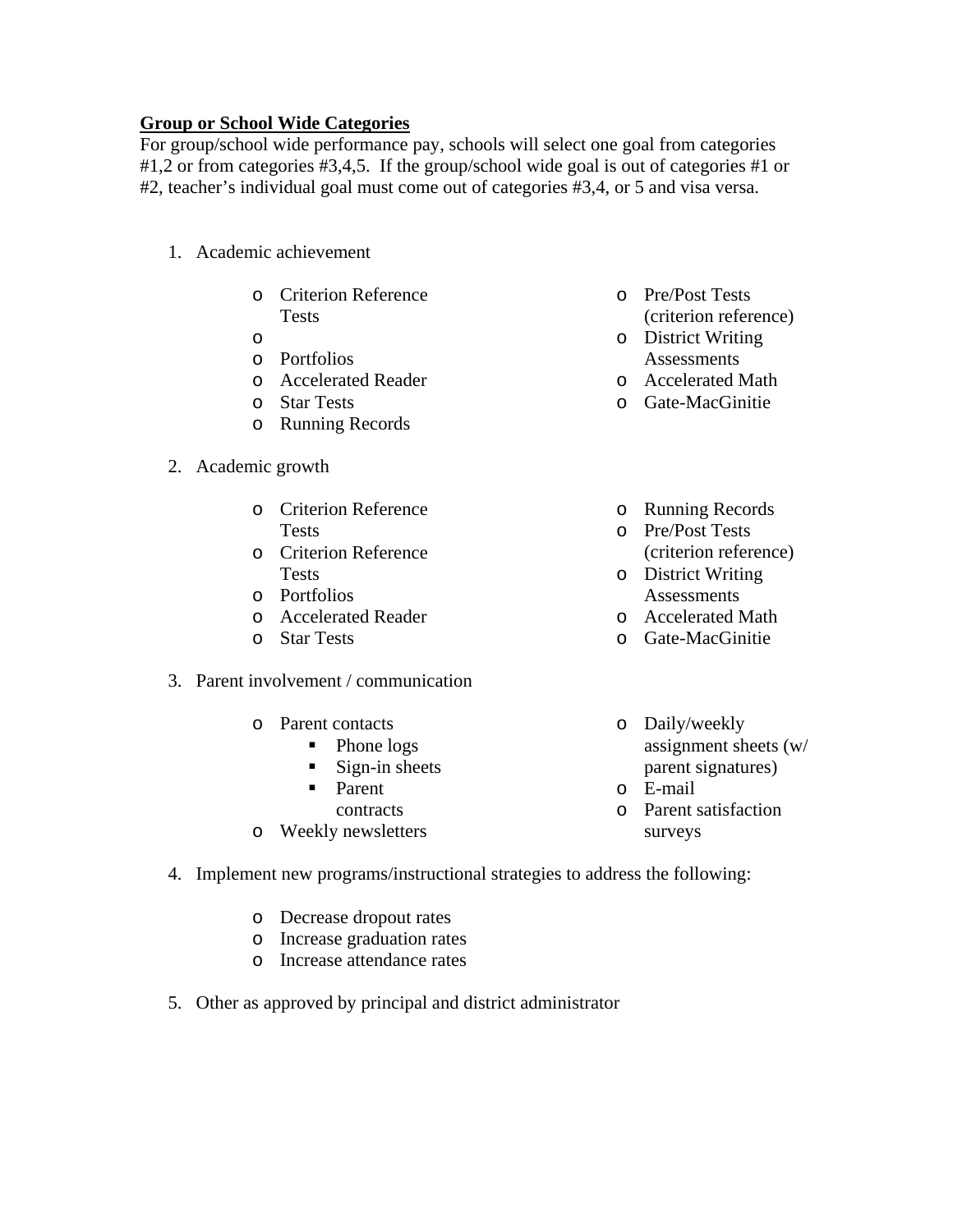**Group or School Wide Categories**

For group/school wide performance pay, schools will select one goal from categories #1,2 or from categories #3,4,5. If the group/school wide goal is out of categories #1 or #2, teacher's individual goal must come out of categories #3,4, or 5 and visa versa.

1. Academic achievement
    - Criterion Reference Tests
    - 
    - Portfolios
    - Accelerated Reader
    - Star Tests
    - Running Records
    - Pre/Post Tests (criterion reference)
    - District Writing Assessments
    - Accelerated Math
    - Gate-MacGinitie

2. Academic growth
    - Criterion Reference Tests
    - Criterion Reference Tests
    - Portfolios
    - Accelerated Reader
    - Star Tests
    - Running Records
    - Pre/Post Tests (criterion reference)
    - District Writing Assessments
    - Accelerated Math
    - Gate-MacGinitie

3. Parent involvement / communication
    - Parent contacts
        - Phone logs
        - Sign-in sheets
        - Parent contracts
    - Weekly newsletters
    - Daily/weekly assignment sheets (w/ parent signatures)
    - E-mail
    - Parent satisfaction surveys

4. Implement new programs/instructional strategies to address the following:
    - Decrease dropout rates
    - Increase graduation rates
    - Increase attendance rates

5. Other as approved by principal and district administrator